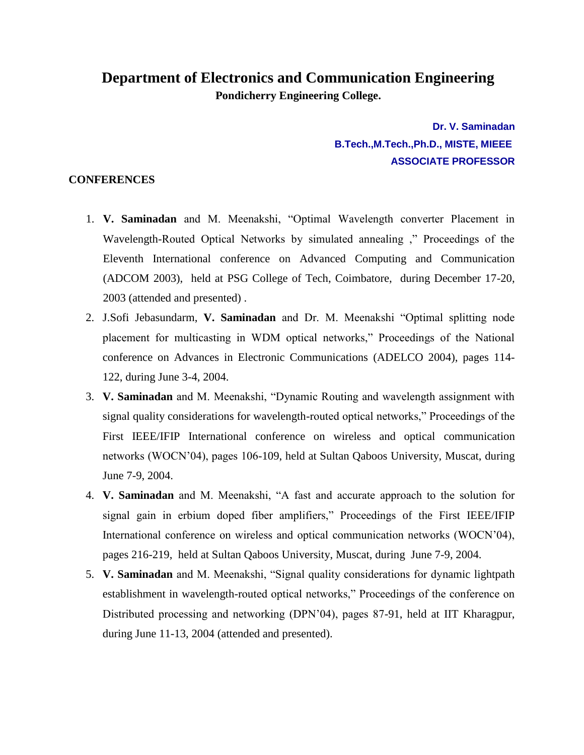# Department of Electronics and Communication Engineering

**Pondicherry Engineering College.**

**Dr. V. Saminadan**
**B.Tech.,M.Tech.,Ph.D., MISTE, MIEEE**
**ASSOCIATE PROFESSOR**

## CONFERENCES

1. **V. Saminadan** and M. Meenakshi, "Optimal Wavelength converter Placement in Wavelength-Routed Optical Networks by simulated annealing ," Proceedings of the Eleventh International conference on Advanced Computing and Communication (ADCOM 2003), held at PSG College of Tech, Coimbatore, during December 17-20, 2003 (attended and presented) .
2. J.Sofi Jebasundarm, **V. Saminadan** and Dr. M. Meenakshi "Optimal splitting node placement for multicasting in WDM optical networks," Proceedings of the National conference on Advances in Electronic Communications (ADELCO 2004), pages 114-122, during June 3-4, 2004.
3. **V. Saminadan** and M. Meenakshi, "Dynamic Routing and wavelength assignment with signal quality considerations for wavelength-routed optical networks," Proceedings of the First IEEE/IFIP International conference on wireless and optical communication networks (WOCN'04), pages 106-109, held at Sultan Qaboos University, Muscat, during June 7-9, 2004.
4. **V. Saminadan** and M. Meenakshi, "A fast and accurate approach to the solution for signal gain in erbium doped fiber amplifiers," Proceedings of the First IEEE/IFIP International conference on wireless and optical communication networks (WOCN'04), pages 216-219, held at Sultan Qaboos University, Muscat, during June 7-9, 2004.
5. **V. Saminadan** and M. Meenakshi, "Signal quality considerations for dynamic lightpath establishment in wavelength-routed optical networks," Proceedings of the conference on Distributed processing and networking (DPN'04), pages 87-91, held at IIT Kharagpur, during June 11-13, 2004 (attended and presented).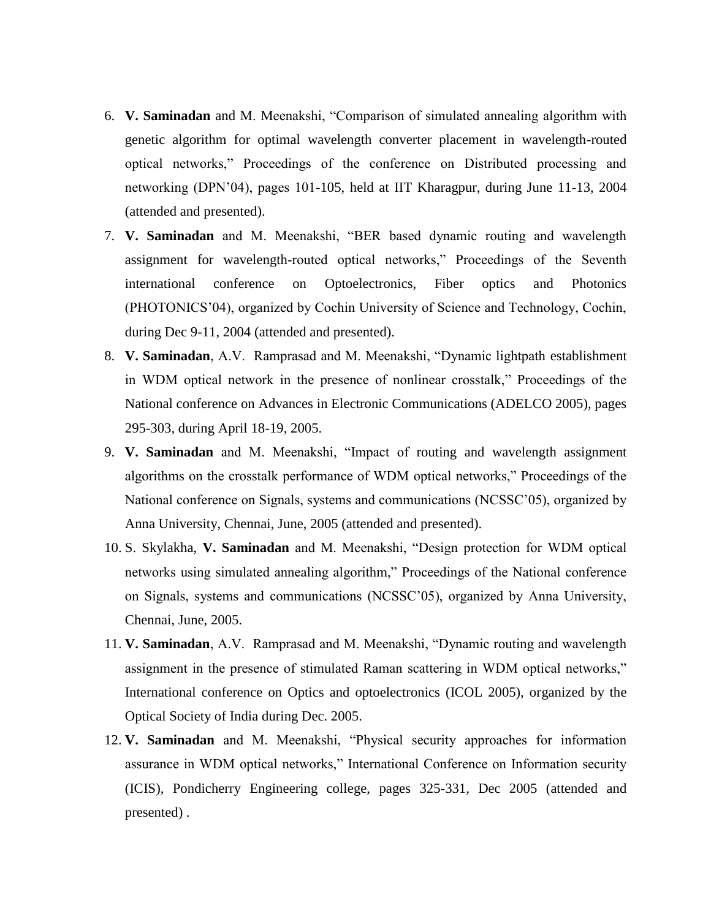6. **V. Saminadan** and M. Meenakshi, “Comparison of simulated annealing algorithm with genetic algorithm for optimal wavelength converter placement in wavelength-routed optical networks,” Proceedings of the conference on Distributed processing and networking (DPN’04), pages 101-105, held at IIT Kharagpur, during June 11-13, 2004 (attended and presented).
7. **V. Saminadan** and M. Meenakshi, “BER based dynamic routing and wavelength assignment for wavelength-routed optical networks,” Proceedings of the Seventh international conference on Optoelectronics, Fiber optics and Photonics (PHOTONICS’04), organized by Cochin University of Science and Technology, Cochin, during Dec 9-11, 2004 (attended and presented).
8. **V. Saminadan**, A.V. Ramprasad and M. Meenakshi, “Dynamic lightpath establishment in WDM optical network in the presence of nonlinear crosstalk,” Proceedings of the National conference on Advances in Electronic Communications (ADELCO 2005), pages 295-303, during April 18-19, 2005.
9. **V. Saminadan** and M. Meenakshi, “Impact of routing and wavelength assignment algorithms on the crosstalk performance of WDM optical networks,” Proceedings of the National conference on Signals, systems and communications (NCSSC’05), organized by Anna University, Chennai, June, 2005 (attended and presented).
10. S. Skylakha, **V. Saminadan** and M. Meenakshi, “Design protection for WDM optical networks using simulated annealing algorithm,” Proceedings of the National conference on Signals, systems and communications (NCSSC’05), organized by Anna University, Chennai, June, 2005.
11. **V. Saminadan**, A.V. Ramprasad and M. Meenakshi, “Dynamic routing and wavelength assignment in the presence of stimulated Raman scattering in WDM optical networks,” International conference on Optics and optoelectronics (ICOL 2005), organized by the Optical Society of India during Dec. 2005.
12. **V. Saminadan** and M. Meenakshi, “Physical security approaches for information assurance in WDM optical networks,” International Conference on Information security (ICIS), Pondicherry Engineering college, pages 325-331, Dec 2005 (attended and presented) .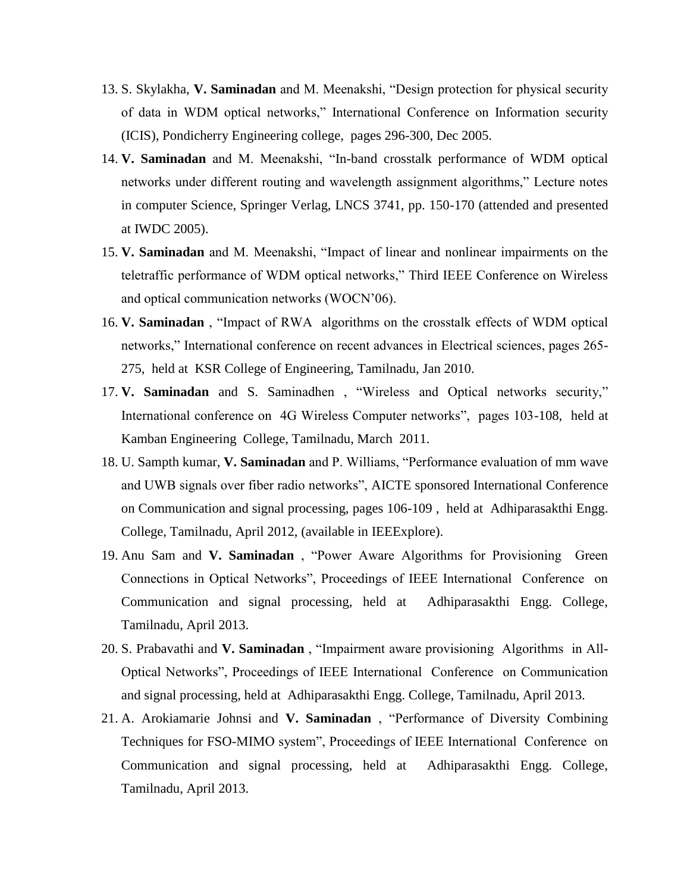13. S. Skylakha, **V. Saminadan** and M. Meenakshi, "Design protection for physical security of data in WDM optical networks," International Conference on Information security (ICIS), Pondicherry Engineering college, pages 296-300, Dec 2005.
14. **V. Saminadan** and M. Meenakshi, "In-band crosstalk performance of WDM optical networks under different routing and wavelength assignment algorithms," Lecture notes in computer Science, Springer Verlag, LNCS 3741, pp. 150-170 (attended and presented at IWDC 2005).
15. **V. Saminadan** and M. Meenakshi, "Impact of linear and nonlinear impairments on the teletraffic performance of WDM optical networks," Third IEEE Conference on Wireless and optical communication networks (WOCN'06).
16. **V. Saminadan** , "Impact of RWA algorithms on the crosstalk effects of WDM optical networks," International conference on recent advances in Electrical sciences, pages 265-275, held at KSR College of Engineering, Tamilnadu, Jan 2010.
17. **V. Saminadan** and S. Saminadhen , "Wireless and Optical networks security," International conference on 4G Wireless Computer networks", pages 103-108, held at Kamban Engineering College, Tamilnadu, March 2011.
18. U. Sampth kumar, **V. Saminadan** and P. Williams, "Performance evaluation of mm wave and UWB signals over fiber radio networks", AICTE sponsored International Conference on Communication and signal processing, pages 106-109 , held at Adhiparasakthi Engg. College, Tamilnadu, April 2012, (available in IEEExplore).
19. Anu Sam and **V. Saminadan** , "Power Aware Algorithms for Provisioning Green Connections in Optical Networks", Proceedings of IEEE International Conference on Communication and signal processing, held at Adhiparasakthi Engg. College, Tamilnadu, April 2013.
20. S. Prabavathi and **V. Saminadan** , "Impairment aware provisioning Algorithms in All-Optical Networks", Proceedings of IEEE International Conference on Communication and signal processing, held at Adhiparasakthi Engg. College, Tamilnadu, April 2013.
21. A. Arokiamarie Johnsi and **V. Saminadan** , "Performance of Diversity Combining Techniques for FSO-MIMO system", Proceedings of IEEE International Conference on Communication and signal processing, held at Adhiparasakthi Engg. College, Tamilnadu, April 2013.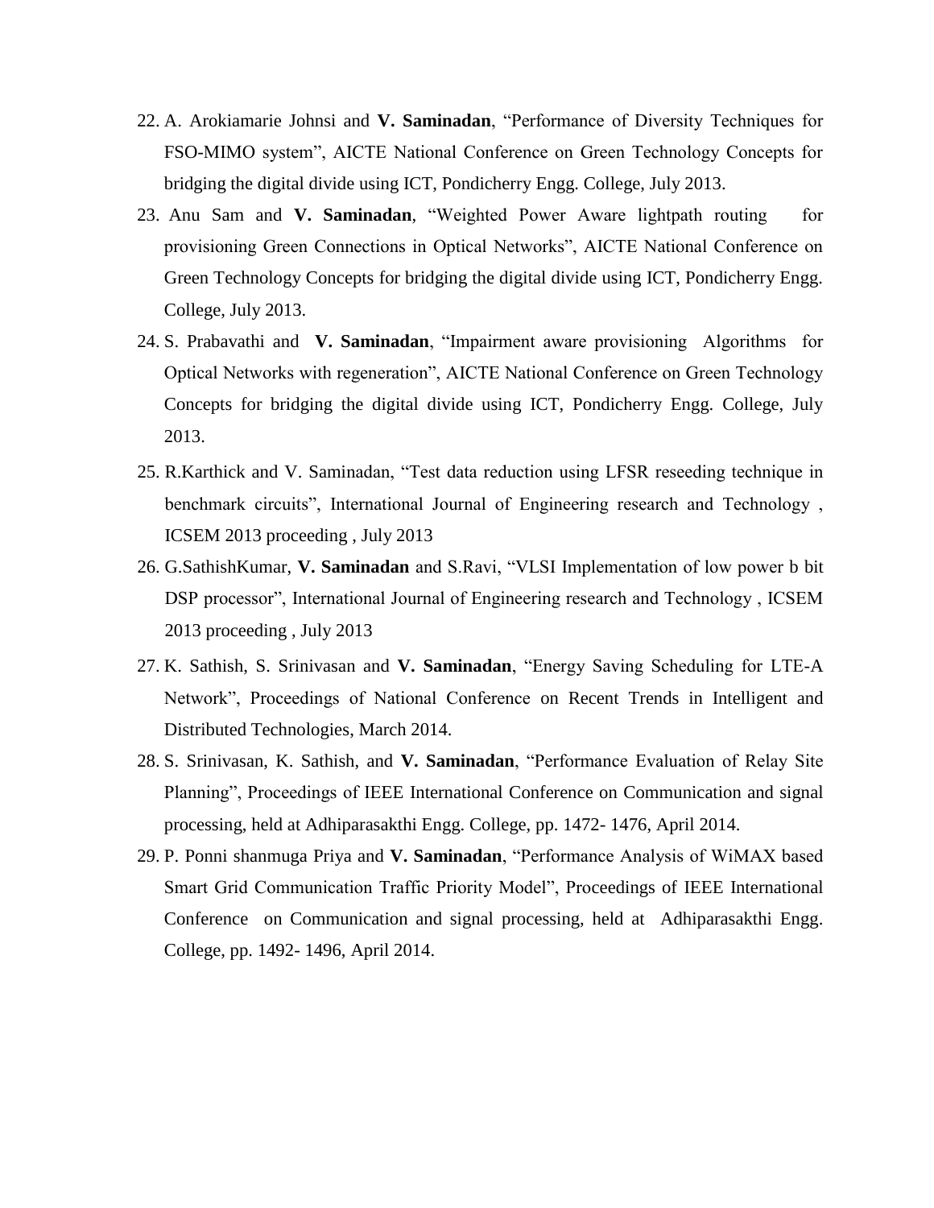22. A. Arokiamarie Johnsi and **V. Saminadan**, "Performance of Diversity Techniques for FSO-MIMO system", AICTE National Conference on Green Technology Concepts for bridging the digital divide using ICT, Pondicherry Engg. College, July 2013.
23. Anu Sam and **V. Saminadan**, "Weighted Power Aware lightpath routing for provisioning Green Connections in Optical Networks", AICTE National Conference on Green Technology Concepts for bridging the digital divide using ICT, Pondicherry Engg. College, July 2013.
24. S. Prabavathi and **V. Saminadan**, "Impairment aware provisioning Algorithms for Optical Networks with regeneration", AICTE National Conference on Green Technology Concepts for bridging the digital divide using ICT, Pondicherry Engg. College, July 2013.
25. R.Karthick and V. Saminadan, "Test data reduction using LFSR reseeding technique in benchmark circuits", International Journal of Engineering research and Technology , ICSEM 2013 proceeding , July 2013
26. G.SathishKumar, **V. Saminadan** and S.Ravi, "VLSI Implementation of low power b bit DSP processor", International Journal of Engineering research and Technology , ICSEM 2013 proceeding , July 2013
27. K. Sathish, S. Srinivasan and **V. Saminadan**, "Energy Saving Scheduling for LTE-A Network", Proceedings of National Conference on Recent Trends in Intelligent and Distributed Technologies, March 2014.
28. S. Srinivasan, K. Sathish, and **V. Saminadan**, "Performance Evaluation of Relay Site Planning", Proceedings of IEEE International Conference on Communication and signal processing, held at Adhiparasakthi Engg. College, pp. 1472- 1476, April 2014.
29. P. Ponni shanmuga Priya and **V. Saminadan**, "Performance Analysis of WiMAX based Smart Grid Communication Traffic Priority Model", Proceedings of IEEE International Conference on Communication and signal processing, held at Adhiparasakthi Engg. College, pp. 1492- 1496, April 2014.